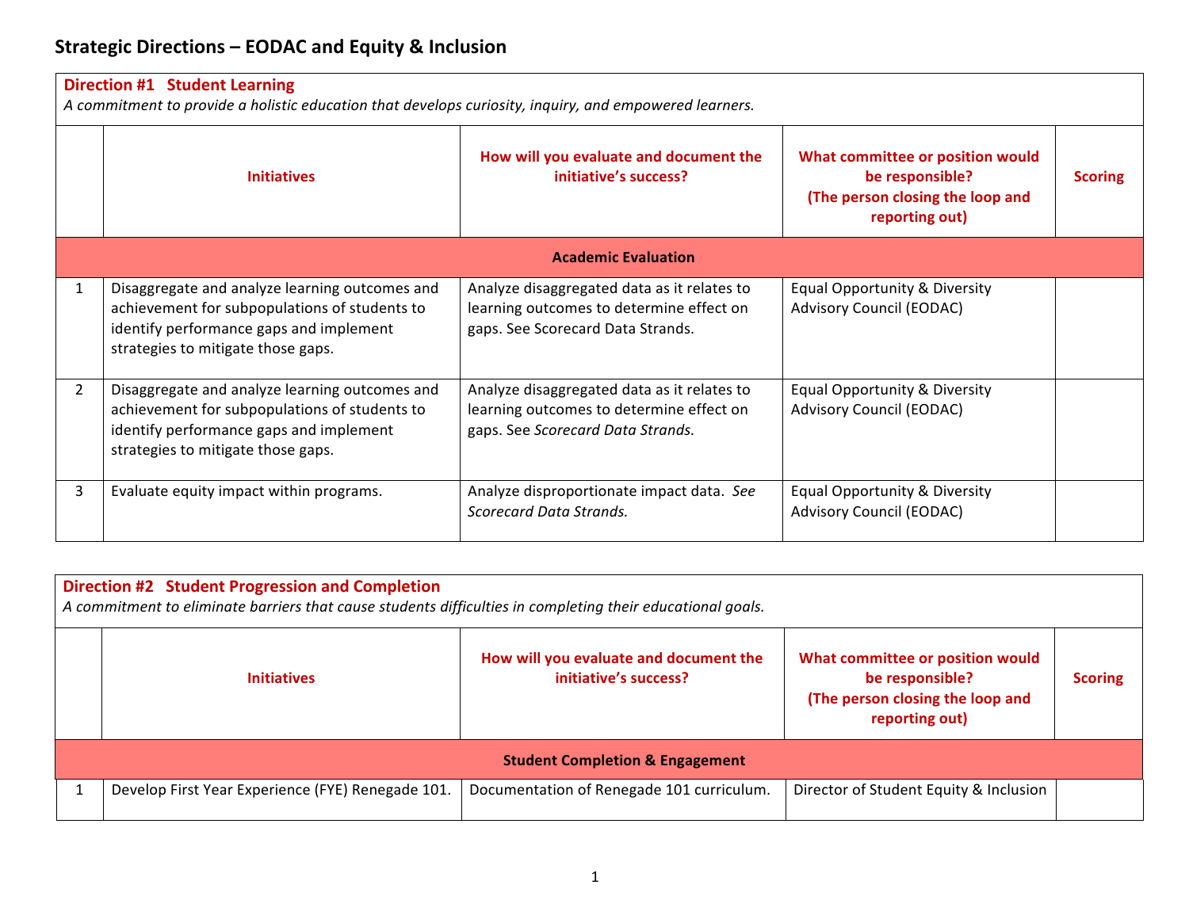# Strategic Directions – EODAC and Equity & Inclusion

## Direction #1 Student Learning

*A commitment to provide a holistic education that develops curiosity, inquiry, and empowered learners.*

| | Initiatives | How will you evaluate and document the initiative's success? | What committee or position would be responsible? (The person closing the loop and reporting out) | Scoring |
|---|---|---|---|---|
| | **Academic Evaluation** | | | |
| 1 | Disaggregate and analyze learning outcomes and achievement for subpopulations of students to identify performance gaps and implement strategies to mitigate those gaps. | Analyze disaggregated data as it relates to learning outcomes to determine effect on gaps. See Scorecard Data Strands. | Equal Opportunity & Diversity Advisory Council (EODAC) | |
| 2 | Disaggregate and analyze learning outcomes and achievement for subpopulations of students to identify performance gaps and implement strategies to mitigate those gaps. | Analyze disaggregated data as it relates to learning outcomes to determine effect on gaps. See *Scorecard Data Strands.* | Equal Opportunity & Diversity Advisory Council (EODAC) | |
| 3 | Evaluate equity impact within programs. | Analyze disproportionate impact data. *See Scorecard Data Strands.* | Equal Opportunity & Diversity Advisory Council (EODAC) | |

## Direction #2 Student Progression and Completion

*A commitment to eliminate barriers that cause students difficulties in completing their educational goals.*

| | Initiatives | How will you evaluate and document the initiative's success? | What committee or position would be responsible? (The person closing the loop and reporting out) | Scoring |
|---|---|---|---|---|
| | **Student Completion & Engagement** | | | |
| 1 | Develop First Year Experience (FYE) Renegade 101. | Documentation of Renegade 101 curriculum. | Director of Student Equity & Inclusion | |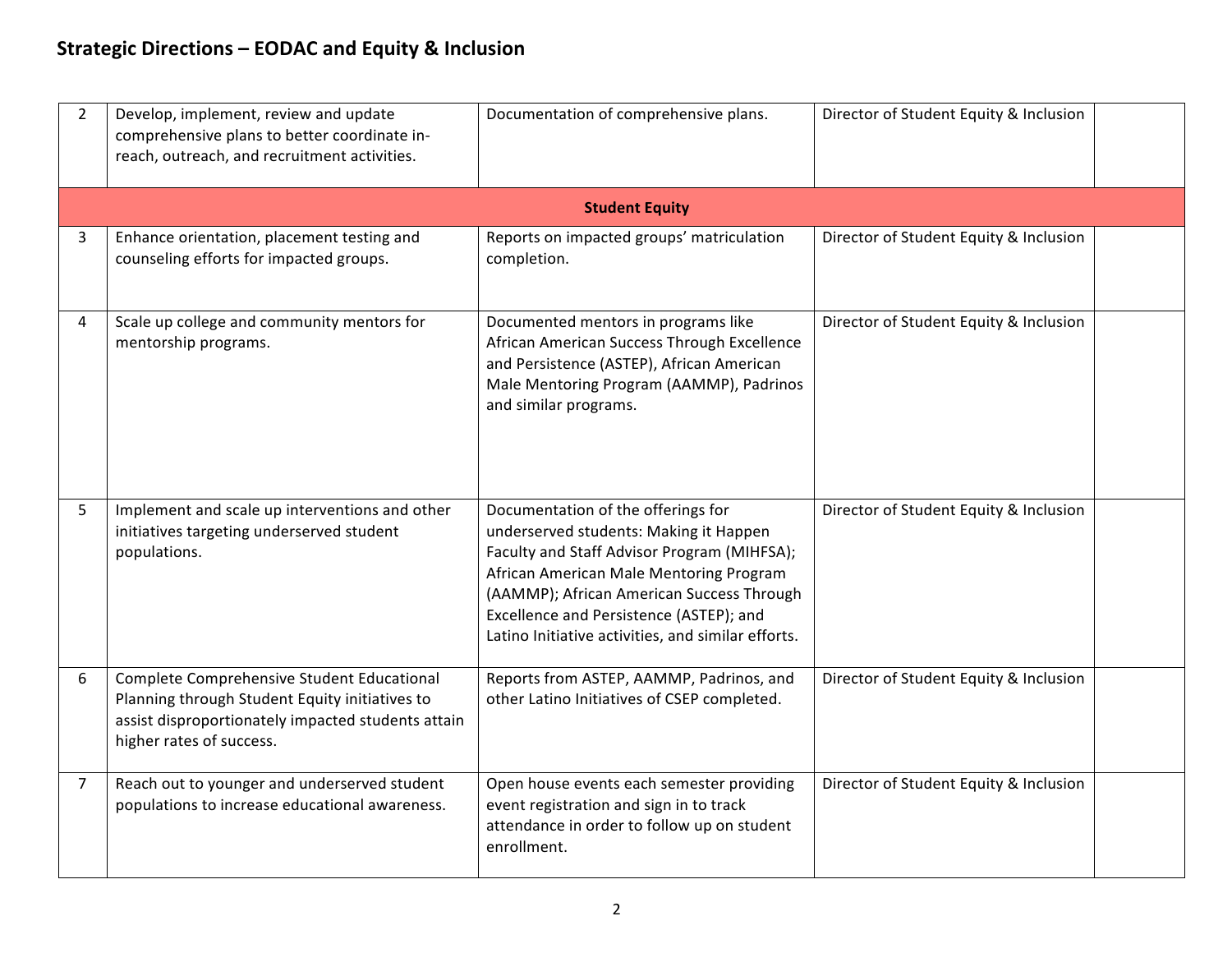## Strategic Directions – EODAC and Equity & Inclusion

| | | | | |
|---|---|---|---|---|
| 2 | Develop, implement, review and update comprehensive plans to better coordinate in-reach, outreach, and recruitment activities. | Documentation of comprehensive plans. | Director of Student Equity & Inclusion | |
| | | **Student Equity** | | |
| 3 | Enhance orientation, placement testing and counseling efforts for impacted groups. | Reports on impacted groups' matriculation completion. | Director of Student Equity & Inclusion | |
| 4 | Scale up college and community mentors for mentorship programs. | Documented mentors in programs like African American Success Through Excellence and Persistence (ASTEP), African American Male Mentoring Program (AAMMP), Padrinos and similar programs. | Director of Student Equity & Inclusion | |
| 5 | Implement and scale up interventions and other initiatives targeting underserved student populations. | Documentation of the offerings for underserved students: Making it Happen Faculty and Staff Advisor Program (MIHFSA); African American Male Mentoring Program (AAMMP); African American Success Through Excellence and Persistence (ASTEP); and Latino Initiative activities, and similar efforts. | Director of Student Equity & Inclusion | |
| 6 | Complete Comprehensive Student Educational Planning through Student Equity initiatives to assist disproportionately impacted students attain higher rates of success. | Reports from ASTEP, AAMMP, Padrinos, and other Latino Initiatives of CSEP completed. | Director of Student Equity & Inclusion | |
| 7 | Reach out to younger and underserved student populations to increase educational awareness. | Open house events each semester providing event registration and sign in to track attendance in order to follow up on student enrollment. | Director of Student Equity & Inclusion | |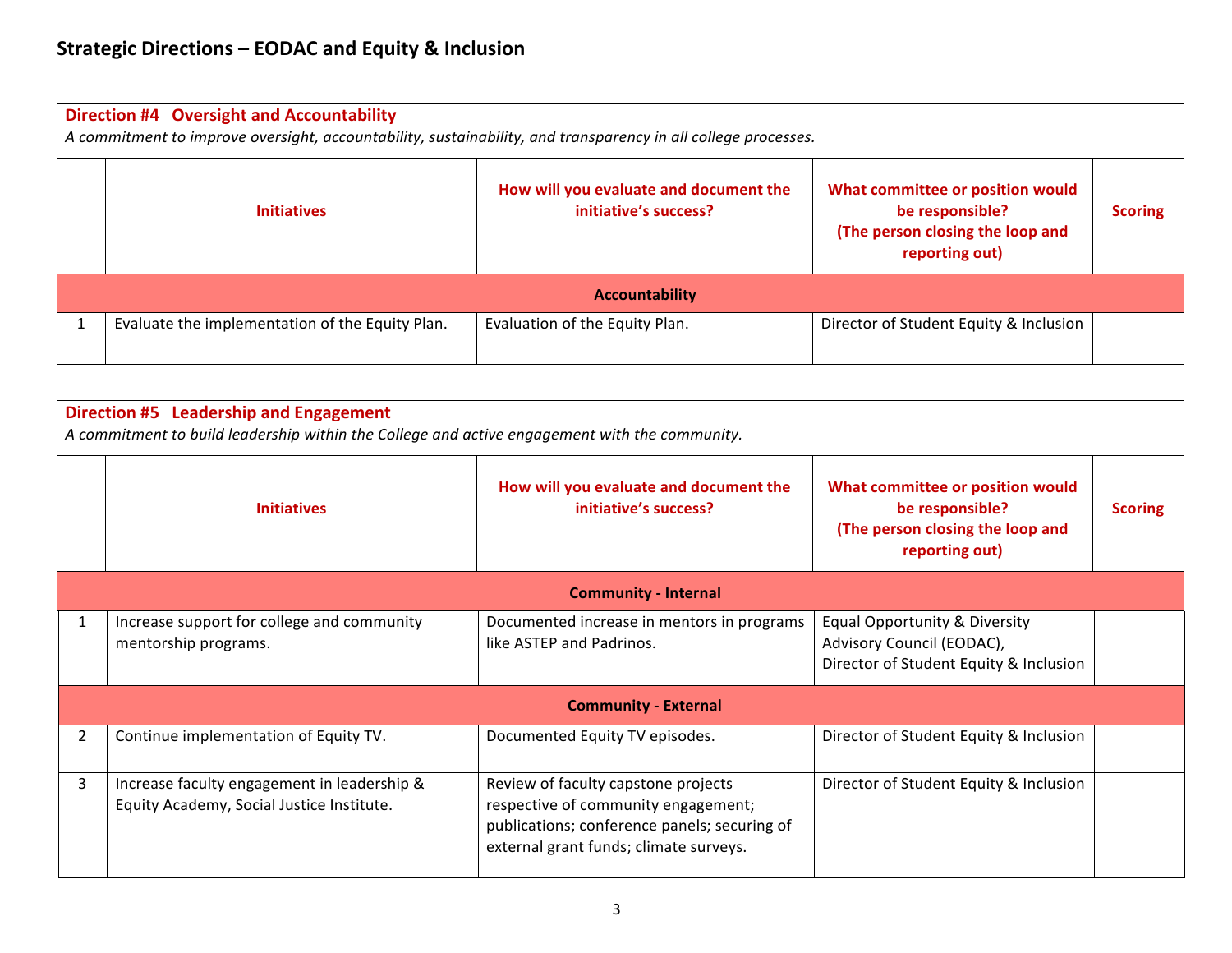## Strategic Directions – EODAC and Equity & Inclusion

| **Direction #4 Oversight and Accountability**<br>*A commitment to improve oversight, accountability, sustainability, and transparency in all college processes.* | | | | |
|---|---|---|---|---|
| | **Initiatives** | **How will you evaluate and document the initiative's success?** | **What committee or position would be responsible? (The person closing the loop and reporting out)** | **Scoring** |
| | **Accountability** | | | |
| 1 | Evaluate the implementation of the Equity Plan. | Evaluation of the Equity Plan. | Director of Student Equity & Inclusion | |

| **Direction #5 Leadership and Engagement**<br>*A commitment to build leadership within the College and active engagement with the community.* | | | | |
|---|---|---|---|---|
| | **Initiatives** | **How will you evaluate and document the initiative's success?** | **What committee or position would be responsible? (The person closing the loop and reporting out)** | **Scoring** |
| | **Community - Internal** | | | |
| 1 | Increase support for college and community mentorship programs. | Documented increase in mentors in programs like ASTEP and Padrinos. | Equal Opportunity & Diversity Advisory Council (EODAC), Director of Student Equity & Inclusion | |
| | **Community - External** | | | |
| 2 | Continue implementation of Equity TV. | Documented Equity TV episodes. | Director of Student Equity & Inclusion | |
| 3 | Increase faculty engagement in leadership & Equity Academy, Social Justice Institute. | Review of faculty capstone projects respective of community engagement; publications; conference panels; securing of external grant funds; climate surveys. | Director of Student Equity & Inclusion | |